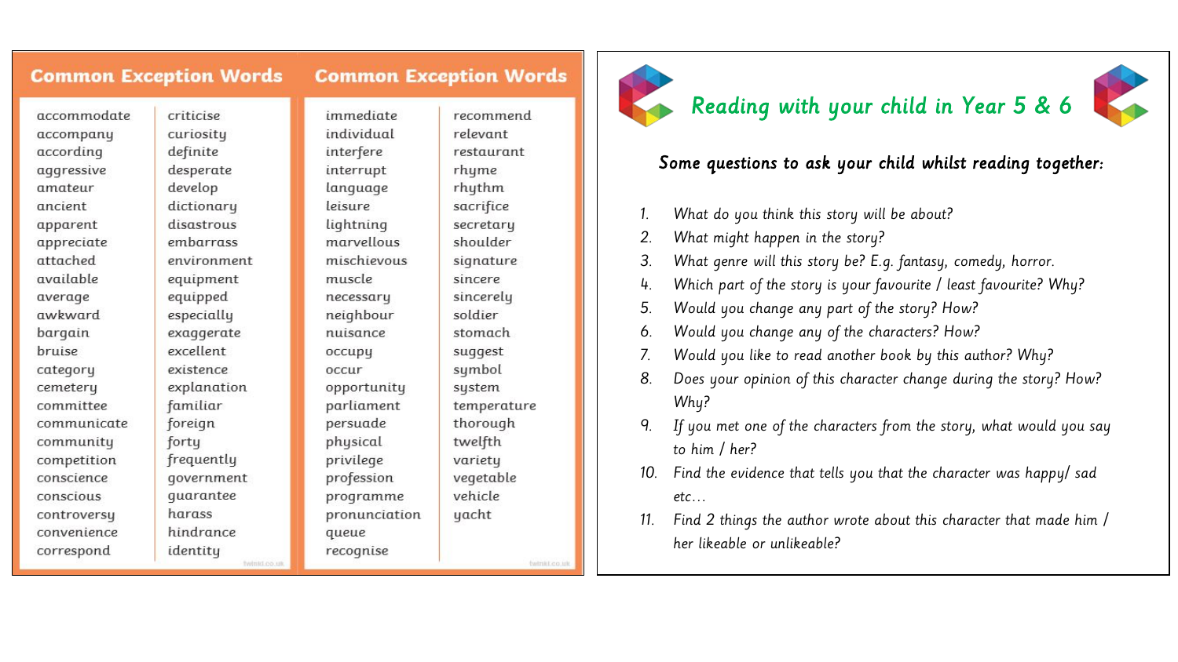## Common Exception Words

accommodate
accompany
according
aggressive
amateur
ancient
apparent
appreciate
attached
available
average
awkward
bargain
bruise
category
cemetery
committee
communicate
community
competition
conscience
conscious
controversy
convenience
correspond

criticise
curiosity
definite
desperate
develop
dictionary
disastrous
embarrass
environment
equipment
equipped
especially
exaggerate
excellent
existence
explanation
familiar
foreign
forty
frequently
government
guarantee
harass
hindrance
identity

## Common Exception Words

immediate
individual
interfere
interrupt
language
leisure
lightning
marvellous
mischievous
muscle
necessary
neighbour
nuisance
occupy
occur
opportunity
parliament
persuade
physical
privilege
profession
programme
pronunciation
queue
recognise

recommend
relevant
restaurant
rhyme
rhythm
sacrifice
secretary
shoulder
signature
sincere
sincerely
soldier
stomach
suggest
symbol
system
temperature
thorough
twelfth
variety
vegetable
vehicle
yacht

## Reading with your child in Year 5 & 6

### Some questions to ask your child whilst reading together:

1. What do you think this story will be about?
2. What might happen in the story?
3. What genre will this story be? E.g. fantasy, comedy, horror.
4. Which part of the story is your favourite / least favourite? Why?
5. Would you change any part of the story? How?
6. Would you change any of the characters? How?
7. Would you like to read another book by this author? Why?
8. Does your opinion of this character change during the story? How? Why?
9. If you met one of the characters from the story, what would you say to him / her?
10. Find the evidence that tells you that the character was happy/ sad etc…
11. Find 2 things the author wrote about this character that made him / her likeable or unlikeable?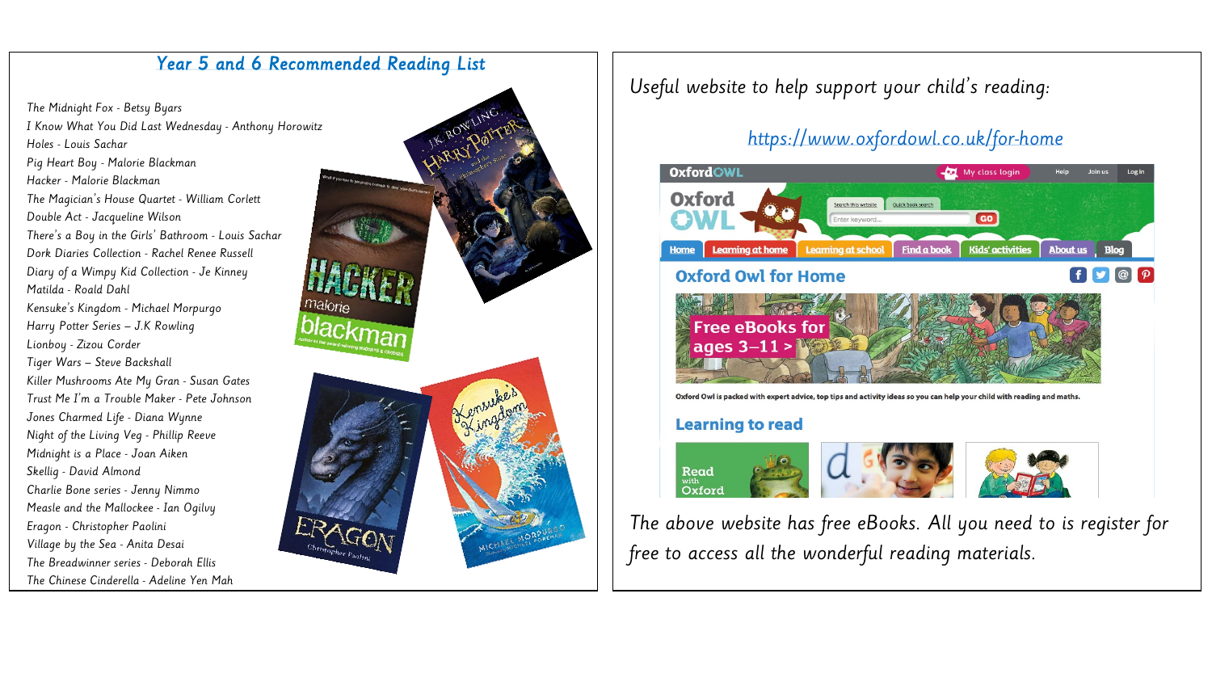## Year 5 and 6 Recommended Reading List

The Midnight Fox - Betsy Byars
I Know What You Did Last Wednesday - Anthony Horowitz
Holes - Louis Sachar
Pig Heart Boy - Malorie Blackman
Hacker - Malorie Blackman
The Magician's House Quartet - William Corlett
Double Act - Jacqueline Wilson
There's a Boy in the Girls' Bathroom - Louis Sachar
Dork Diaries Collection - Rachel Renee Russell
Diary of a Wimpy Kid Collection - Je Kinney
Matilda - Roald Dahl
Kensuke's Kingdom - Michael Morpurgo
Harry Potter Series – J.K Rowling
Lionboy - Zizou Corder
Tiger Wars – Steve Backshall
Killer Mushrooms Ate My Gran - Susan Gates
Trust Me I'm a Trouble Maker - Pete Johnson
Jones Charmed Life - Diana Wynne
Night of the Living Veg - Phillip Reeve
Midnight is a Place - Joan Aiken
Skellig - David Almond
Charlie Bone series - Jenny Nimmo
Measle and the Mallockee - Ian Ogilvy
Eragon - Christopher Paolini
Village by the Sea - Anita Desai
The Breadwinner series - Deborah Ellis
The Chinese Cinderella - Adeline Yen Mah

Useful website to help support your child's reading:

https://www.oxfordowl.co.uk/for-home

The above website has free eBooks. All you need to is register for free to access all the wonderful reading materials.